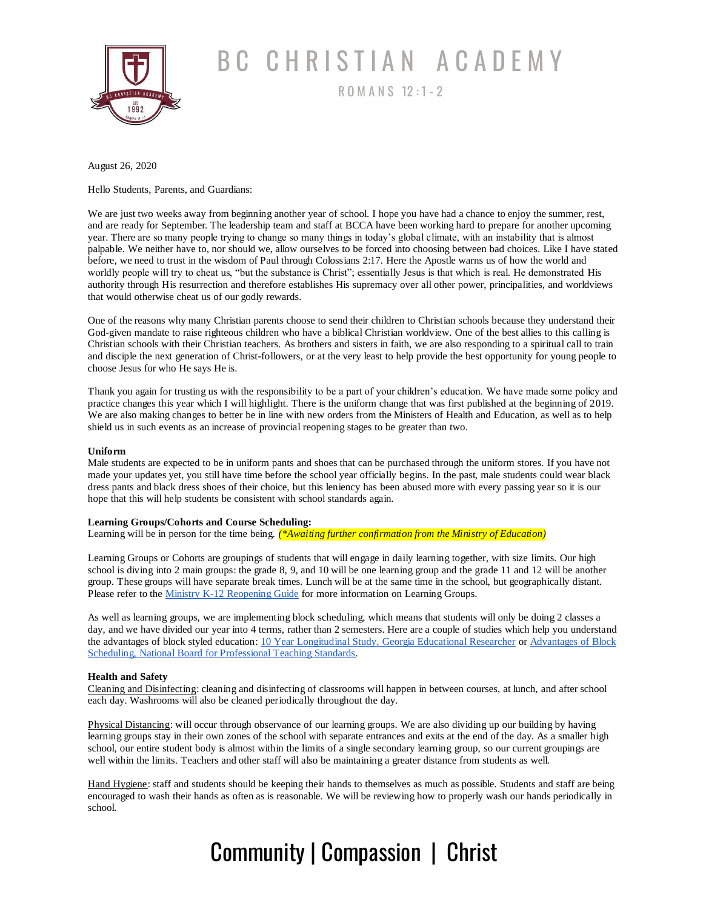# BC CHRISTIAN ACADEMY

ROMANS 12:1-2

August 26, 2020

Hello Students, Parents, and Guardians:

We are just two weeks away from beginning another year of school. I hope you have had a chance to enjoy the summer, rest, and are ready for September. The leadership team and staff at BCCA have been working hard to prepare for another upcoming year. There are so many people trying to change so many things in today's global climate, with an instability that is almost palpable. We neither have to, nor should we, allow ourselves to be forced into choosing between bad choices. Like I have stated before, we need to trust in the wisdom of Paul through Colossians 2:17. Here the Apostle warns us of how the world and worldly people will try to cheat us, "but the substance is Christ"; essentially Jesus is that which is real. He demonstrated His authority through His resurrection and therefore establishes His supremacy over all other power, principalities, and worldviews that would otherwise cheat us of our godly rewards.

One of the reasons why many Christian parents choose to send their children to Christian schools because they understand their God-given mandate to raise righteous children who have a biblical Christian worldview. One of the best allies to this calling is Christian schools with their Christian teachers. As brothers and sisters in faith, we are also responding to a spiritual call to train and disciple the next generation of Christ-followers, or at the very least to help provide the best opportunity for young people to choose Jesus for who He says He is.

Thank you again for trusting us with the responsibility to be a part of your children's education. We have made some policy and practice changes this year which I will highlight. There is the uniform change that was first published at the beginning of 2019. We are also making changes to better be in line with new orders from the Ministers of Health and Education, as well as to help shield us in such events as an increase of provincial reopening stages to be greater than two.

**Uniform**

Male students are expected to be in uniform pants and shoes that can be purchased through the uniform stores. If you have not made your updates yet, you still have time before the school year officially begins. In the past, male students could wear black dress pants and black dress shoes of their choice, but this leniency has been abused more with every passing year so it is our hope that this will help students be consistent with school standards again.

**Learning Groups/Cohorts and Course Scheduling:**

Learning will be in person for the time being. *(\*Awaiting further confirmation from the Ministry of Education)*

Learning Groups or Cohorts are groupings of students that will engage in daily learning together, with size limits. Our high school is diving into 2 main groups: the grade 8, 9, and 10 will be one learning group and the grade 11 and 12 will be another group. These groups will have separate break times. Lunch will be at the same time in the school, but geographically distant. Please refer to the Ministry K-12 Reopening Guide for more information on Learning Groups.

As well as learning groups, we are implementing block scheduling, which means that students will only be doing 2 classes a day, and we have divided our year into 4 terms, rather than 2 semesters. Here are a couple of studies which help you understand the advantages of block styled education: 10 Year Longitudinal Study, Georgia Educational Researcher or Advantages of Block Scheduling, National Board for Professional Teaching Standards.

**Health and Safety**

Cleaning and Disinfecting: cleaning and disinfecting of classrooms will happen in between courses, at lunch, and after school each day. Washrooms will also be cleaned periodically throughout the day.

Physical Distancing: will occur through observance of our learning groups. We are also dividing up our building by having learning groups stay in their own zones of the school with separate entrances and exits at the end of the day. As a smaller high school, our entire student body is almost within the limits of a single secondary learning group, so our current groupings are well within the limits. Teachers and other staff will also be maintaining a greater distance from students as well.

Hand Hygiene: staff and students should be keeping their hands to themselves as much as possible. Students and staff are being encouraged to wash their hands as often as is reasonable. We will be reviewing how to properly wash our hands periodically in school.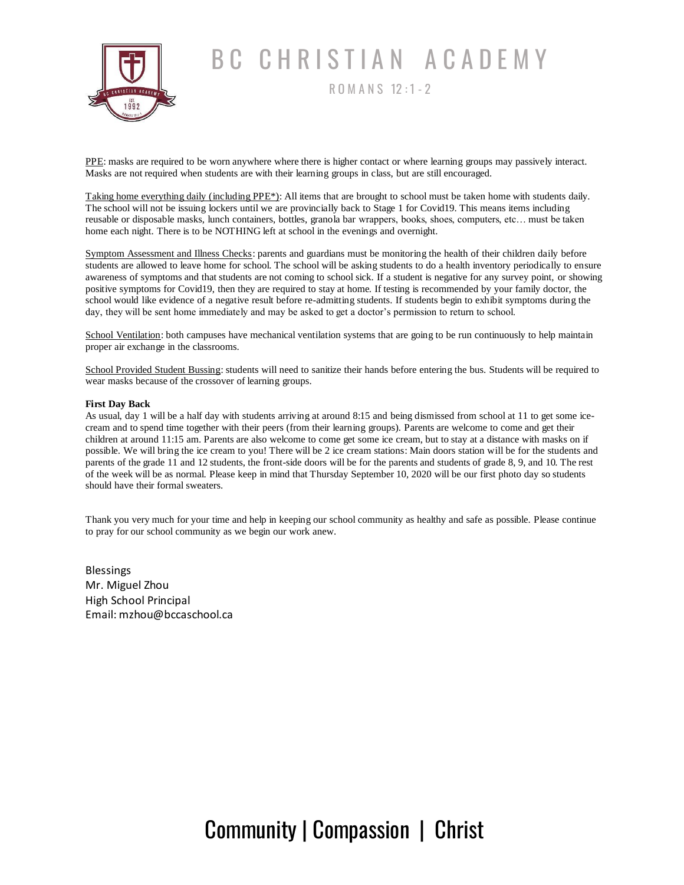PPE: masks are required to be worn anywhere where there is higher contact or where learning groups may passively interact. Masks are not required when students are with their learning groups in class, but are still encouraged.

Taking home everything daily (including PPE*): All items that are brought to school must be taken home with students daily. The school will not be issuing lockers until we are provincially back to Stage 1 for Covid19. This means items including reusable or disposable masks, lunch containers, bottles, granola bar wrappers, books, shoes, computers, etc… must be taken home each night. There is to be NOTHING left at school in the evenings and overnight.

Symptom Assessment and Illness Checks: parents and guardians must be monitoring the health of their children daily before students are allowed to leave home for school. The school will be asking students to do a health inventory periodically to ensure awareness of symptoms and that students are not coming to school sick. If a student is negative for any survey point, or showing positive symptoms for Covid19, then they are required to stay at home. If testing is recommended by your family doctor, the school would like evidence of a negative result before re-admitting students. If students begin to exhibit symptoms during the day, they will be sent home immediately and may be asked to get a doctor's permission to return to school.

School Ventilation: both campuses have mechanical ventilation systems that are going to be run continuously to help maintain proper air exchange in the classrooms.

School Provided Student Bussing: students will need to sanitize their hands before entering the bus. Students will be required to wear masks because of the crossover of learning groups.

**First Day Back**

As usual, day 1 will be a half day with students arriving at around 8:15 and being dismissed from school at 11 to get some ice-cream and to spend time together with their peers (from their learning groups). Parents are welcome to come and get their children at around 11:15 am. Parents are also welcome to come get some ice cream, but to stay at a distance with masks on if possible. We will bring the ice cream to you! There will be 2 ice cream stations: Main doors station will be for the students and parents of the grade 11 and 12 students, the front-side doors will be for the parents and students of grade 8, 9, and 10. The rest of the week will be as normal. Please keep in mind that Thursday September 10, 2020 will be our first photo day so students should have their formal sweaters.

Thank you very much for your time and help in keeping our school community as healthy and safe as possible. Please continue to pray for our school community as we begin our work anew.

Blessings
Mr. Miguel Zhou
High School Principal
Email: mzhou@bccaschool.ca